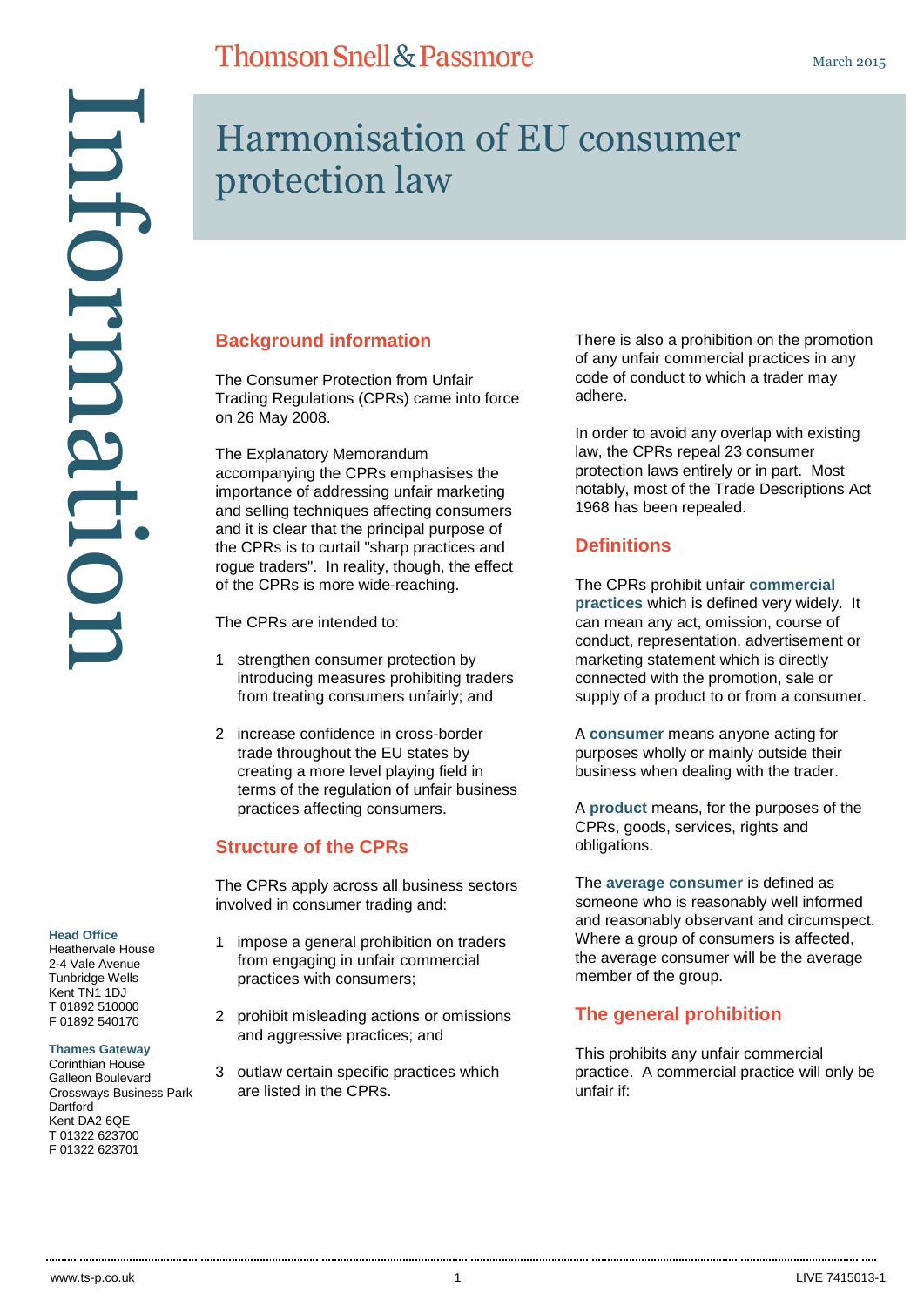# Harmonisation of EU consumer protection law

## Background information

The Consumer Protection from Unfair Trading Regulations (CPRs) came into force on 26 May 2008.

The Explanatory Memorandum accompanying the CPRs emphasises the importance of addressing unfair marketing and selling techniques affecting consumers and it is clear that the principal purpose of the CPRs is to curtail "sharp practices and rogue traders". In reality, though, the effect of the CPRs is more wide-reaching.

The CPRs are intended to:

1. strengthen consumer protection by introducing measures prohibiting traders from treating consumers unfairly; and
2. increase confidence in cross-border trade throughout the EU states by creating a more level playing field in terms of the regulation of unfair business practices affecting consumers.

## Structure of the CPRs

The CPRs apply across all business sectors involved in consumer trading and:

1. impose a general prohibition on traders from engaging in unfair commercial practices with consumers;
2. prohibit misleading actions or omissions and aggressive practices; and
3. outlaw certain specific practices which are listed in the CPRs.

There is also a prohibition on the promotion of any unfair commercial practices in any code of conduct to which a trader may adhere.

In order to avoid any overlap with existing law, the CPRs repeal 23 consumer protection laws entirely or in part. Most notably, most of the Trade Descriptions Act 1968 has been repealed.

## Definitions

The CPRs prohibit unfair **commercial practices** which is defined very widely. It can mean any act, omission, course of conduct, representation, advertisement or marketing statement which is directly connected with the promotion, sale or supply of a product to or from a consumer.

A **consumer** means anyone acting for purposes wholly or mainly outside their business when dealing with the trader.

A **product** means, for the purposes of the CPRs, goods, services, rights and obligations.

The **average consumer** is defined as someone who is reasonably well informed and reasonably observant and circumspect. Where a group of consumers is affected, the average consumer will be the average member of the group.

## The general prohibition

This prohibits any unfair commercial practice. A commercial practice will only be unfair if:

**Head Office**
Heathervale House
2-4 Vale Avenue
Tunbridge Wells
Kent TN1 1DJ
T 01892 510000
F 01892 540170

**Thames Gateway**
Corinthian House
Galleon Boulevard
Crossways Business Park
Dartford
Kent DA2 6QE
T 01322 623700
F 01322 623701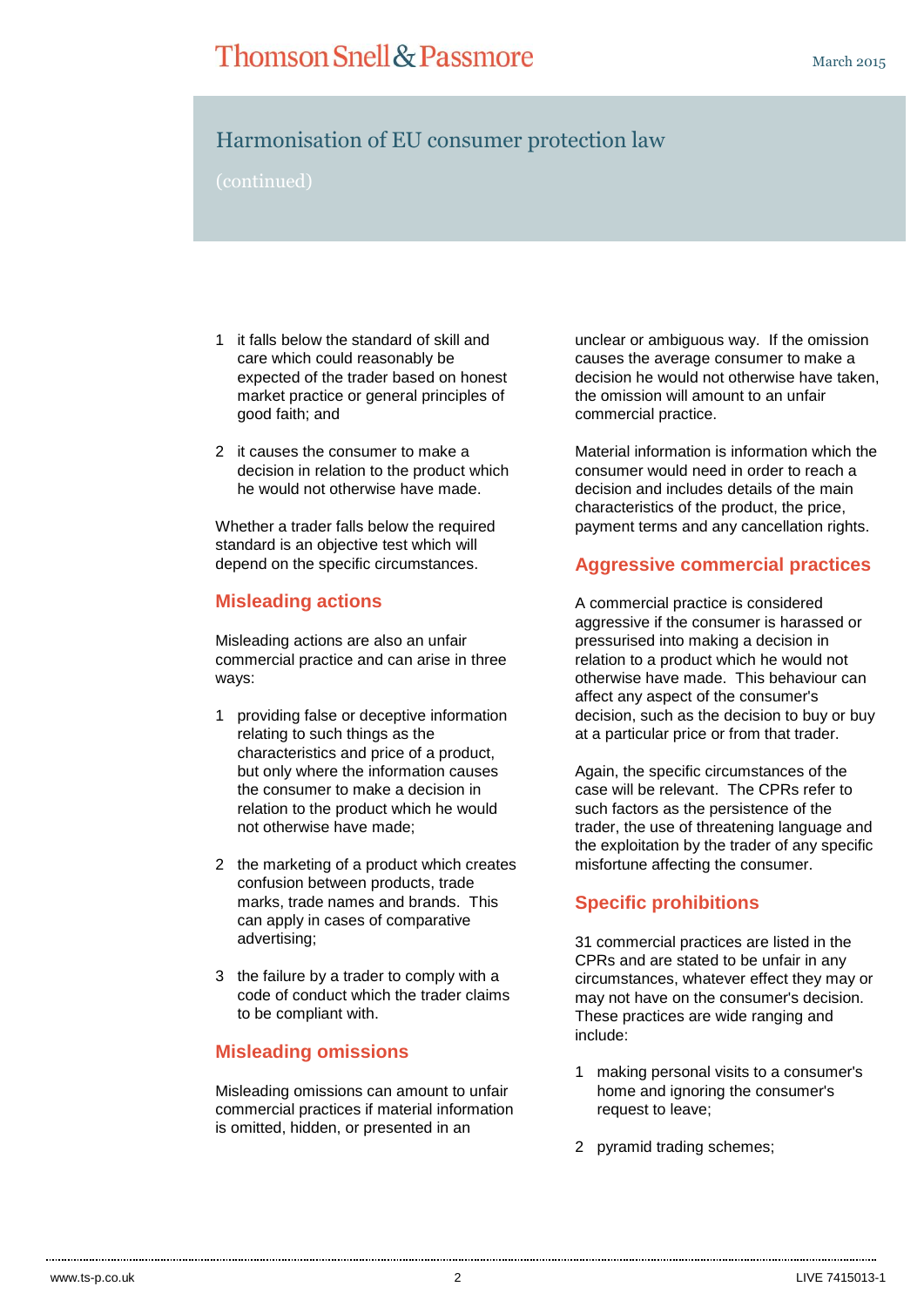# Harmonisation of EU consumer protection law

(continued)

1. it falls below the standard of skill and care which could reasonably be expected of the trader based on honest market practice or general principles of good faith; and

2. it causes the consumer to make a decision in relation to the product which he would not otherwise have made.

Whether a trader falls below the required standard is an objective test which will depend on the specific circumstances.

## Misleading actions

Misleading actions are also an unfair commercial practice and can arise in three ways:

1. providing false or deceptive information relating to such things as the characteristics and price of a product, but only where the information causes the consumer to make a decision in relation to the product which he would not otherwise have made;

2. the marketing of a product which creates confusion between products, trade marks, trade names and brands. This can apply in cases of comparative advertising;

3. the failure by a trader to comply with a code of conduct which the trader claims to be compliant with.

## Misleading omissions

Misleading omissions can amount to unfair commercial practices if material information is omitted, hidden, or presented in an unclear or ambiguous way. If the omission causes the average consumer to make a decision he would not otherwise have taken, the omission will amount to an unfair commercial practice.

Material information is information which the consumer would need in order to reach a decision and includes details of the main characteristics of the product, the price, payment terms and any cancellation rights.

## Aggressive commercial practices

A commercial practice is considered aggressive if the consumer is harassed or pressurised into making a decision in relation to a product which he would not otherwise have made. This behaviour can affect any aspect of the consumer's decision, such as the decision to buy or buy at a particular price or from that trader.

Again, the specific circumstances of the case will be relevant. The CPRs refer to such factors as the persistence of the trader, the use of threatening language and the exploitation by the trader of any specific misfortune affecting the consumer.

## Specific prohibitions

31 commercial practices are listed in the CPRs and are stated to be unfair in any circumstances, whatever effect they may or may not have on the consumer's decision. These practices are wide ranging and include:

1. making personal visits to a consumer's home and ignoring the consumer's request to leave;

2. pyramid trading schemes;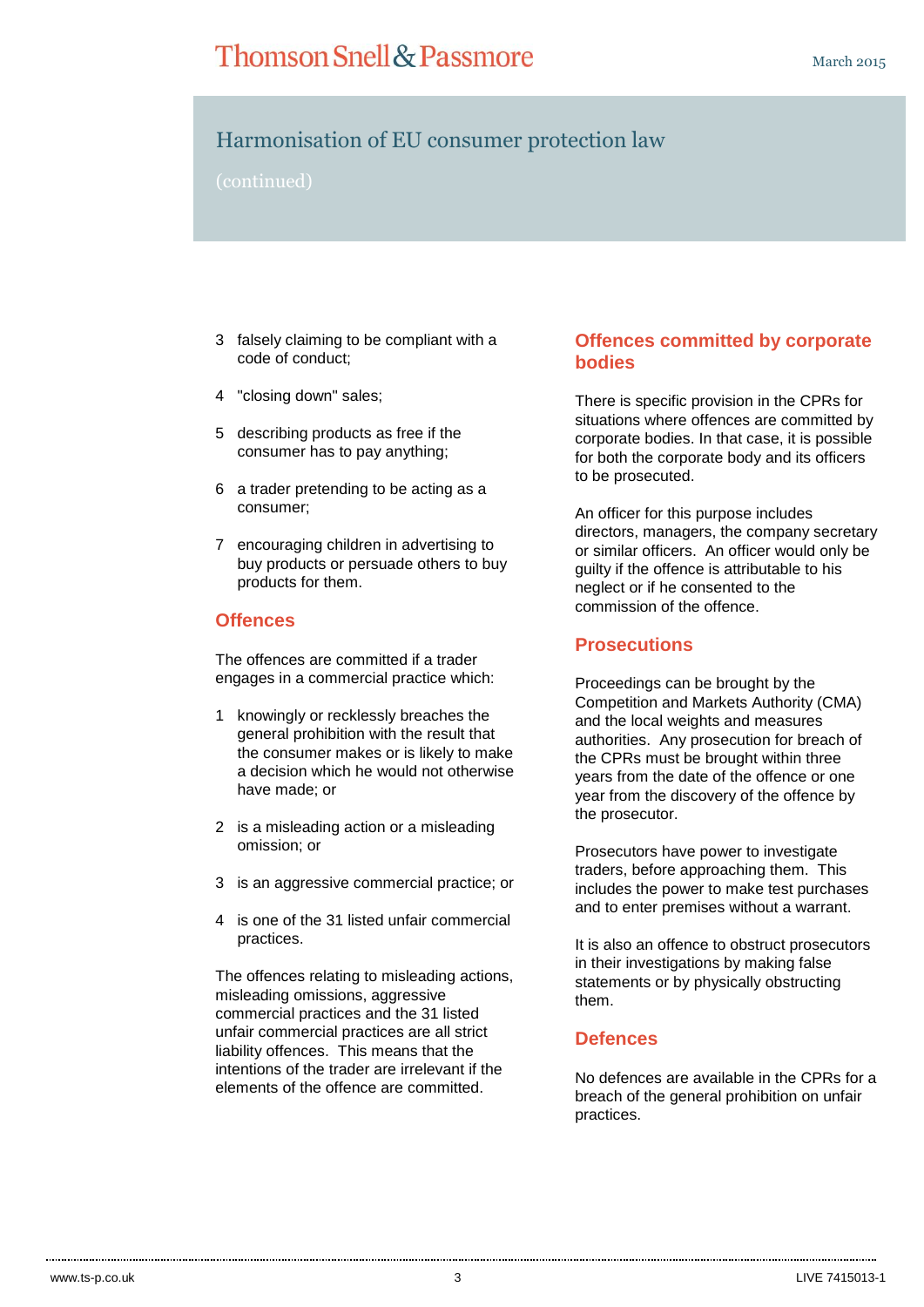## Harmonisation of EU consumer protection law

(continued)

3. falsely claiming to be compliant with a code of conduct;
4. "closing down" sales;
5. describing products as free if the consumer has to pay anything;
6. a trader pretending to be acting as a consumer;
7. encouraging children in advertising to buy products or persuade others to buy products for them.

### Offences

The offences are committed if a trader engages in a commercial practice which:

1. knowingly or recklessly breaches the general prohibition with the result that the consumer makes or is likely to make a decision which he would not otherwise have made; or
2. is a misleading action or a misleading omission; or
3. is an aggressive commercial practice; or
4. is one of the 31 listed unfair commercial practices.

The offences relating to misleading actions, misleading omissions, aggressive commercial practices and the 31 listed unfair commercial practices are all strict liability offences. This means that the intentions of the trader are irrelevant if the elements of the offence are committed.

### Offences committed by corporate bodies

There is specific provision in the CPRs for situations where offences are committed by corporate bodies. In that case, it is possible for both the corporate body and its officers to be prosecuted.

An officer for this purpose includes directors, managers, the company secretary or similar officers. An officer would only be guilty if the offence is attributable to his neglect or if he consented to the commission of the offence.

### Prosecutions

Proceedings can be brought by the Competition and Markets Authority (CMA) and the local weights and measures authorities. Any prosecution for breach of the CPRs must be brought within three years from the date of the offence or one year from the discovery of the offence by the prosecutor.

Prosecutors have power to investigate traders, before approaching them. This includes the power to make test purchases and to enter premises without a warrant.

It is also an offence to obstruct prosecutors in their investigations by making false statements or by physically obstructing them.

### Defences

No defences are available in the CPRs for a breach of the general prohibition on unfair practices.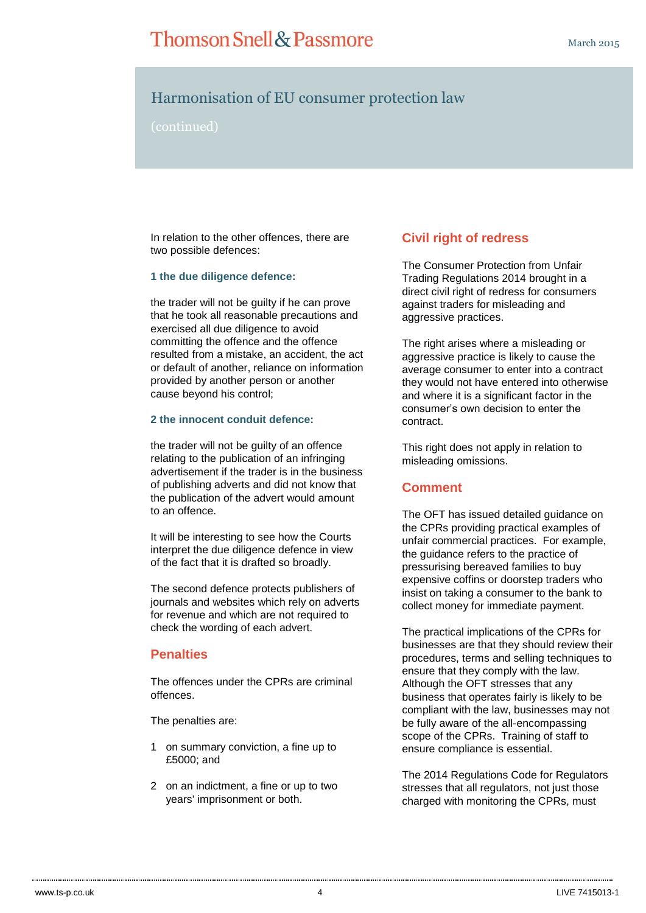## Harmonisation of EU consumer protection law

(continued)

In relation to the other offences, there are two possible defences:

**1 the due diligence defence:**

the trader will not be guilty if he can prove that he took all reasonable precautions and exercised all due diligence to avoid committing the offence and the offence resulted from a mistake, an accident, the act or default of another, reliance on information provided by another person or another cause beyond his control;

**2 the innocent conduit defence:**

the trader will not be guilty of an offence relating to the publication of an infringing advertisement if the trader is in the business of publishing adverts and did not know that the publication of the advert would amount to an offence.

It will be interesting to see how the Courts interpret the due diligence defence in view of the fact that it is drafted so broadly.

The second defence protects publishers of journals and websites which rely on adverts for revenue and which are not required to check the wording of each advert.

### Penalties

The offences under the CPRs are criminal offences.

The penalties are:

1. on summary conviction, a fine up to £5000; and
2. on an indictment, a fine or up to two years' imprisonment or both.

### Civil right of redress

The Consumer Protection from Unfair Trading Regulations 2014 brought in a direct civil right of redress for consumers against traders for misleading and aggressive practices.

The right arises where a misleading or aggressive practice is likely to cause the average consumer to enter into a contract they would not have entered into otherwise and where it is a significant factor in the consumer's own decision to enter the contract.

This right does not apply in relation to misleading omissions.

### Comment

The OFT has issued detailed guidance on the CPRs providing practical examples of unfair commercial practices. For example, the guidance refers to the practice of pressurising bereaved families to buy expensive coffins or doorstep traders who insist on taking a consumer to the bank to collect money for immediate payment.

The practical implications of the CPRs for businesses are that they should review their procedures, terms and selling techniques to ensure that they comply with the law. Although the OFT stresses that any business that operates fairly is likely to be compliant with the law, businesses may not be fully aware of the all-encompassing scope of the CPRs. Training of staff to ensure compliance is essential.

The 2014 Regulations Code for Regulators stresses that all regulators, not just those charged with monitoring the CPRs, must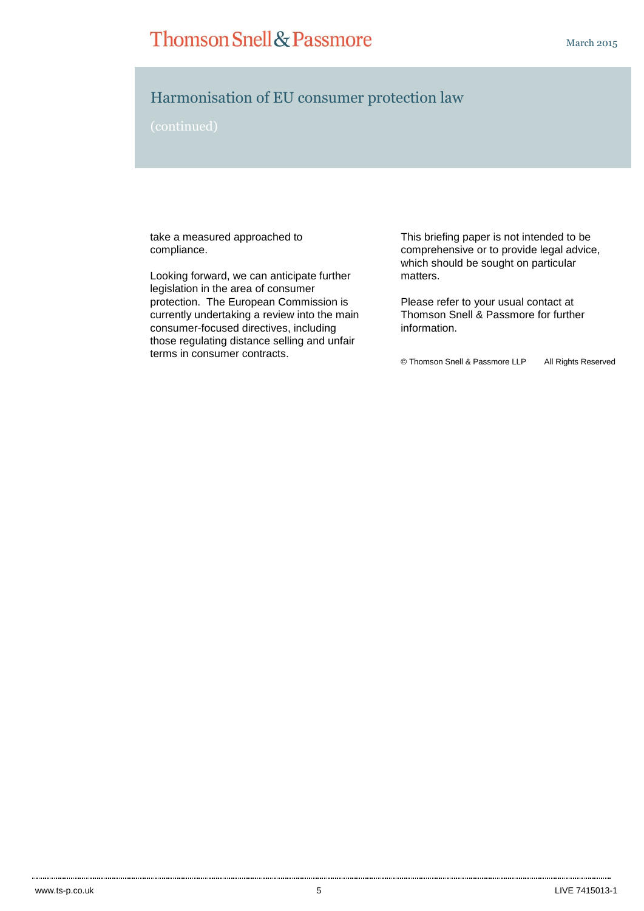## Harmonisation of EU consumer protection law

(continued)

take a measured approached to compliance.

Looking forward, we can anticipate further legislation in the area of consumer protection. The European Commission is currently undertaking a review into the main consumer-focused directives, including those regulating distance selling and unfair terms in consumer contracts.

This briefing paper is not intended to be comprehensive or to provide legal advice, which should be sought on particular matters.

Please refer to your usual contact at Thomson Snell & Passmore for further information.

© Thomson Snell & Passmore LLP All Rights Reserved